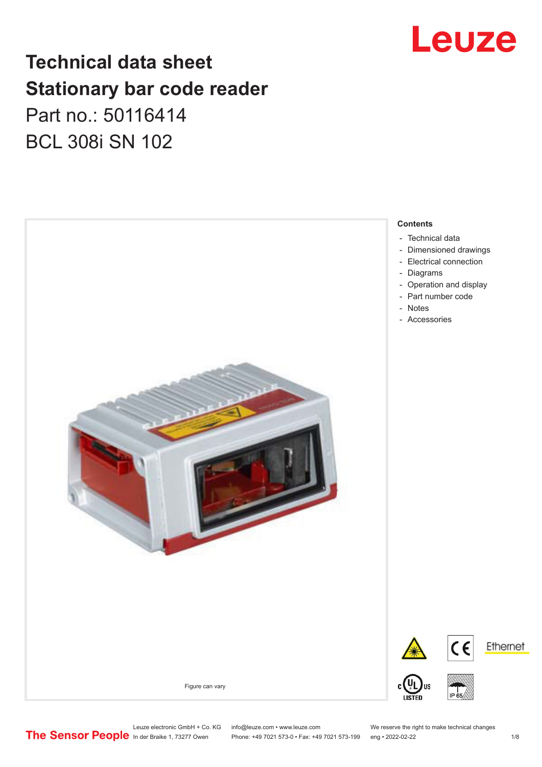# Technical data sheet
# Stationary bar code reader

Part no.: 50116414

BCL 308i SN 102

Figure can vary

**Contents**

- Technical data
- Dimensioned drawings
- Electrical connection
- Diagrams
- Operation and display
- Part number code
- Notes
- Accessories

Leuze electronic GmbH + Co. KG
In der Braike 1, 73277 Owen

info@leuze.com • www.leuze.com
Phone: +49 7021 573-0 • Fax: +49 7021 573-199

We reserve the right to make technical changes
eng • 2022-02-22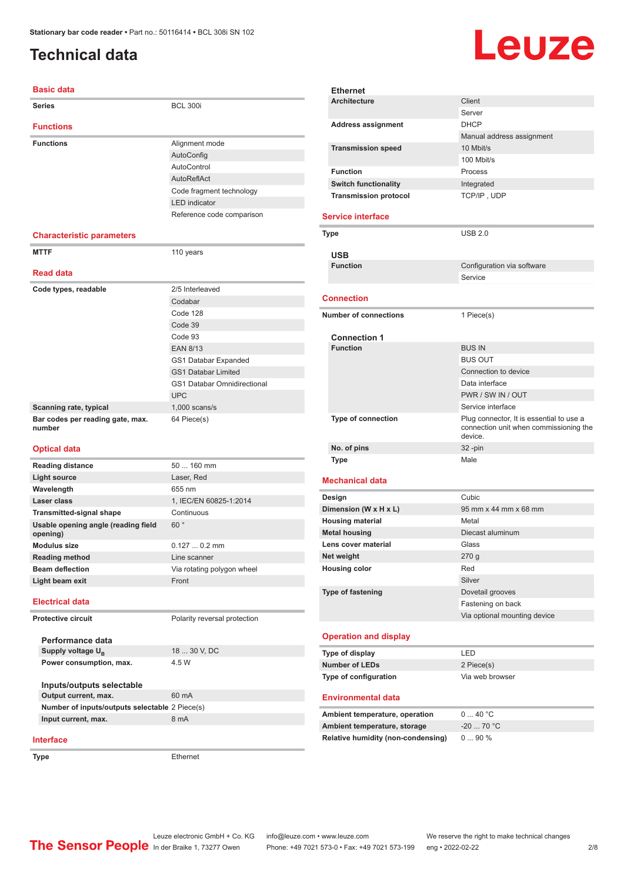Stationary bar code reader • Part no.: 50116414 • BCL 308i SN 102

# Technical data

## Basic data

| | |
|---|---|
| **Series** | BCL 300i |

## Functions

| | |
|---|---|
| **Functions** | Alignment mode |
| | AutoConfig |
| | AutoControl |
| | AutoReflAct |
| | Code fragment technology |
| | LED indicator |
| | Reference code comparison |

## Characteristic parameters

| | |
|---|---|
| **MTTF** | 110 years |

## Read data

| | |
|---|---|
| **Code types, readable** | 2/5 Interleaved |
| | Codabar |
| | Code 128 |
| | Code 39 |
| | Code 93 |
| | EAN 8/13 |
| | GS1 Databar Expanded |
| | GS1 Databar Limited |
| | GS1 Databar Omnidirectional |
| | UPC |
| **Scanning rate, typical** | 1,000 scans/s |
| **Bar codes per reading gate, max. number** | 64 Piece(s) |

## Optical data

| | |
|---|---|
| **Reading distance** | 50 ... 160 mm |
| **Light source** | Laser, Red |
| **Wavelength** | 655 nm |
| **Laser class** | 1, IEC/EN 60825-1:2014 |
| **Transmitted-signal shape** | Continuous |
| **Usable opening angle (reading field opening)** | 60 ° |
| **Modulus size** | 0.127 ... 0.2 mm |
| **Reading method** | Line scanner |
| **Beam deflection** | Via rotating polygon wheel |
| **Light beam exit** | Front |

## Electrical data

| | |
|---|---|
| **Protective circuit** | Polarity reversal protection |

### Performance data

| | |
|---|---|
| **Supply voltage $U_B$** | 18 ... 30 V, DC |
| **Power consumption, max.** | 4.5 W |

### Inputs/outputs selectable

| | |
|---|---|
| **Output current, max.** | 60 mA |
| **Number of inputs/outputs selectable** | 2 Piece(s) |
| **Input current, max.** | 8 mA |

## Interface

| | |
|---|---|
| **Type** | Ethernet |

### Ethernet

| | |
|---|---|
| **Architecture** | Client |
| | Server |
| **Address assignment** | DHCP |
| | Manual address assignment |
| **Transmission speed** | 10 Mbit/s |
| | 100 Mbit/s |
| **Function** | Process |
| **Switch functionality** | Integrated |
| **Transmission protocol** | TCP/IP , UDP |

## Service interface

| | |
|---|---|
| **Type** | USB 2.0 |

### USB

| | |
|---|---|
| **Function** | Configuration via software |
| | Service |

## Connection

| | |
|---|---|
| **Number of connections** | 1 Piece(s) |

### Connection 1

| | |
|---|---|
| **Function** | BUS IN |
| | BUS OUT |
| | Connection to device |
| | Data interface |
| | PWR / SW IN / OUT |
| | Service interface |
| **Type of connection** | Plug connector, It is essential to use a connection unit when commissioning the device. |
| **No. of pins** | 32 -pin |
| **Type** | Male |

## Mechanical data

| | |
|---|---|
| **Design** | Cubic |
| **Dimension (W x H x L)** | 95 mm x 44 mm x 68 mm |
| **Housing material** | Metal |
| **Metal housing** | Diecast aluminum |
| **Lens cover material** | Glass |
| **Net weight** | 270 g |
| **Housing color** | Red |
| | Silver |
| **Type of fastening** | Dovetail grooves |
| | Fastening on back |
| | Via optional mounting device |

## Operation and display

| | |
|---|---|
| **Type of display** | LED |
| **Number of LEDs** | 2 Piece(s) |
| **Type of configuration** | Via web browser |

## Environmental data

| | |
|---|---|
| **Ambient temperature, operation** | 0 ... 40 °C |
| **Ambient temperature, storage** | -20 ... 70 °C |
| **Relative humidity (non-condensing)** | 0 ... 90 % |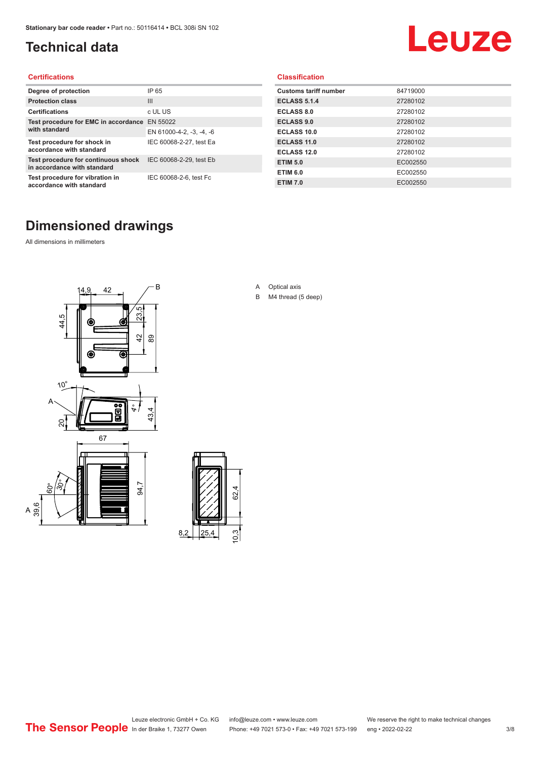# Technical data

## Certifications

| | |
|---|---|
| Degree of protection | IP 65 |
| Protection class | III |
| Certifications | c UL US |
| Test procedure for EMC in accordance with standard | EN 55022 |
| | EN 61000-4-2, -3, -4, -6 |
| Test procedure for shock in accordance with standard | IEC 60068-2-27, test Ea |
| Test procedure for continuous shock in accordance with standard | IEC 60068-2-29, test Eb |
| Test procedure for vibration in accordance with standard | IEC 60068-2-6, test Fc |

## Classification

| | |
|---|---|
| Customs tariff number | 84719000 |
| ECLASS 5.1.4 | 27280102 |
| ECLASS 8.0 | 27280102 |
| ECLASS 9.0 | 27280102 |
| ECLASS 10.0 | 27280102 |
| ECLASS 11.0 | 27280102 |
| ECLASS 12.0 | 27280102 |
| ETIM 5.0 | EC002550 |
| ETIM 6.0 | EC002550 |
| ETIM 7.0 | EC002550 |

# Dimensioned drawings

All dimensions in millimeters

A Optical axis

B M4 thread (5 deep)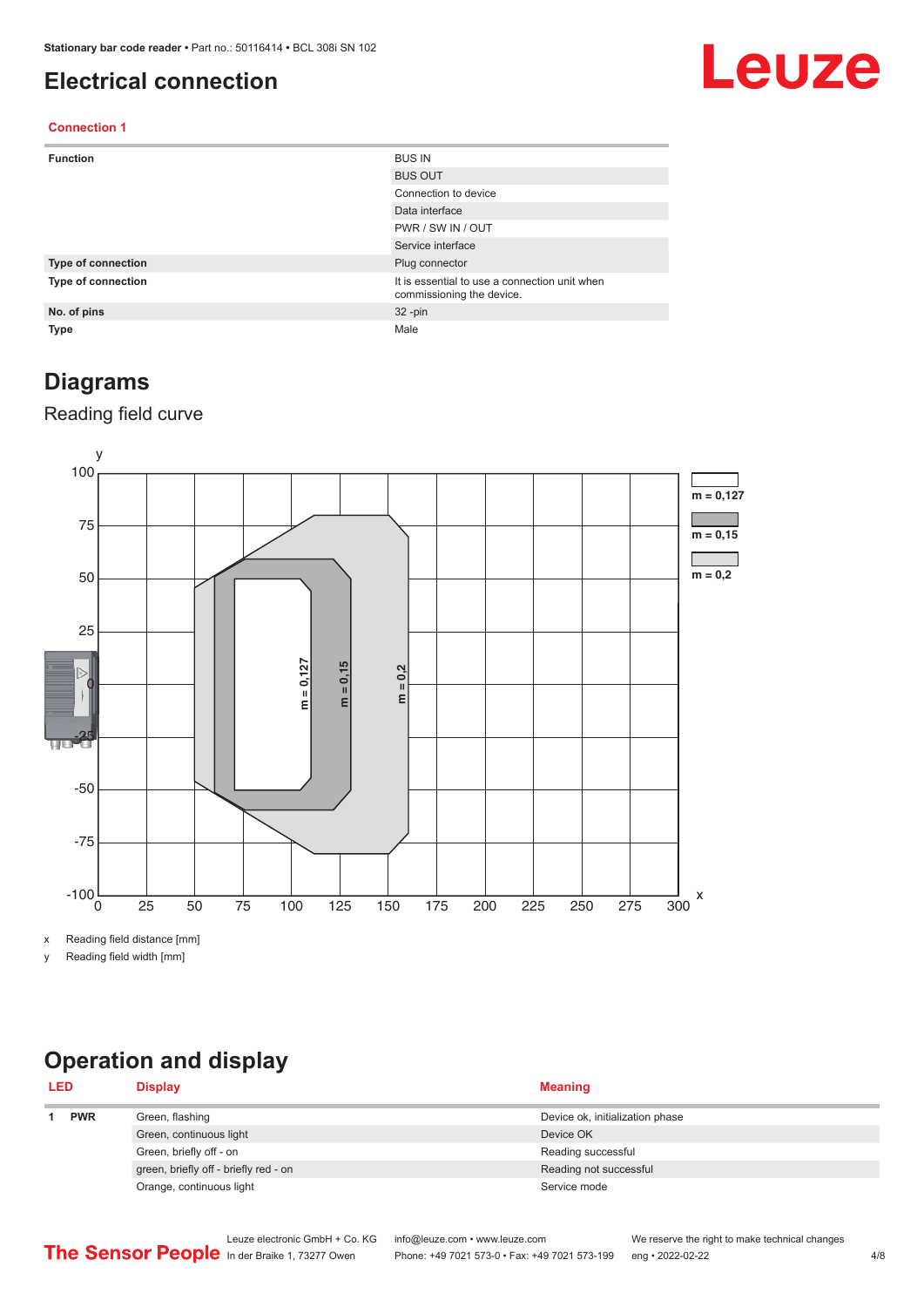# Electrical connection

### Connection 1

| | |
|---|---|
| **Function** | BUS IN |
| | BUS OUT |
| | Connection to device |
| | Data interface |
| | PWR / SW IN / OUT |
| | Service interface |
| **Type of connection** | Plug connector |
| **Type of connection** | It is essential to use a connection unit when commissioning the device. |
| **No. of pins** | 32 -pin |
| **Type** | Male |

# Diagrams

## Reading field curve

x Reading field distance [mm]

y Reading field width [mm]

# Operation and display

| LED | | Display | Meaning |
|---|---|---|---|
| 1 | PWR | Green, flashing | Device ok, initialization phase |
| | | Green, continuous light | Device OK |
| | | Green, briefly off - on | Reading successful |
| | | green, briefly off - briefly red - on | Reading not successful |
| | | Orange, continuous light | Service mode |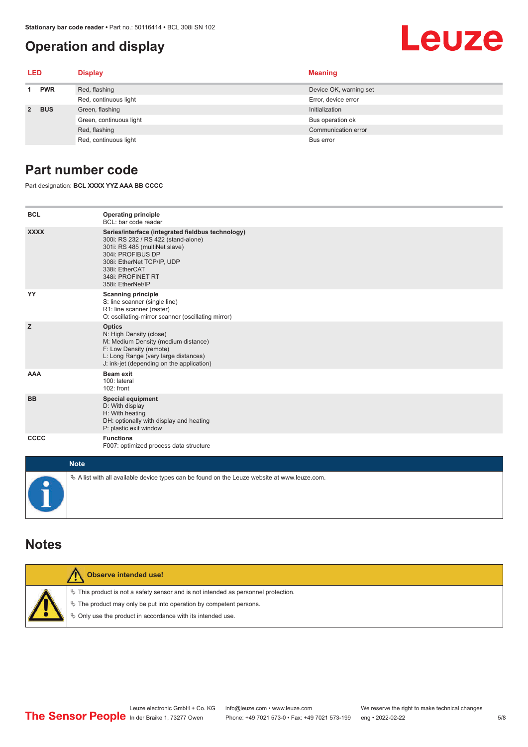# Operation and display

| LED | | Display | Meaning |
|---|---|---|---|
| 1 | PWR | Red, flashing | Device OK, warning set |
| | | Red, continuous light | Error, device error |
| 2 | BUS | Green, flashing | Initialization |
| | | Green, continuous light | Bus operation ok |
| | | Red, flashing | Communication error |
| | | Red, continuous light | Bus error |

# Part number code

Part designation: **BCL XXXX YYZ AAA BB CCCC**

| | |
|---|---|
| **BCL** | **Operating principle**<br>BCL: bar code reader |
| **XXXX** | **Series/interface (integrated fieldbus technology)**<br>300i: RS 232 / RS 422 (stand-alone)<br>301i: RS 485 (multiNet slave)<br>304i: PROFIBUS DP<br>308i: EtherNet TCP/IP, UDP<br>338i: EtherCAT<br>348i: PROFINET RT<br>358i: EtherNet/IP |
| **YY** | **Scanning principle**<br>S: line scanner (single line)<br>R1: line scanner (raster)<br>O: oscillating-mirror scanner (oscillating mirror) |
| **Z** | **Optics**<br>N: High Density (close)<br>M: Medium Density (medium distance)<br>F: Low Density (remote)<br>L: Long Range (very large distances)<br>J: ink-jet (depending on the application) |
| **AAA** | **Beam exit**<br>100: lateral<br>102: front |
| **BB** | **Special equipment**<br>D: With display<br>H: With heating<br>DH: optionally with display and heating<br>P: plastic exit window |
| **CCCC** | **Functions**<br>F007: optimized process data structure |

**Note**

- A list with all available device types can be found on the Leuze website at www.leuze.com.

# Notes

**Observe intended use!**

- This product is not a safety sensor and is not intended as personnel protection.
- The product may only be put into operation by competent persons.
- Only use the product in accordance with its intended use.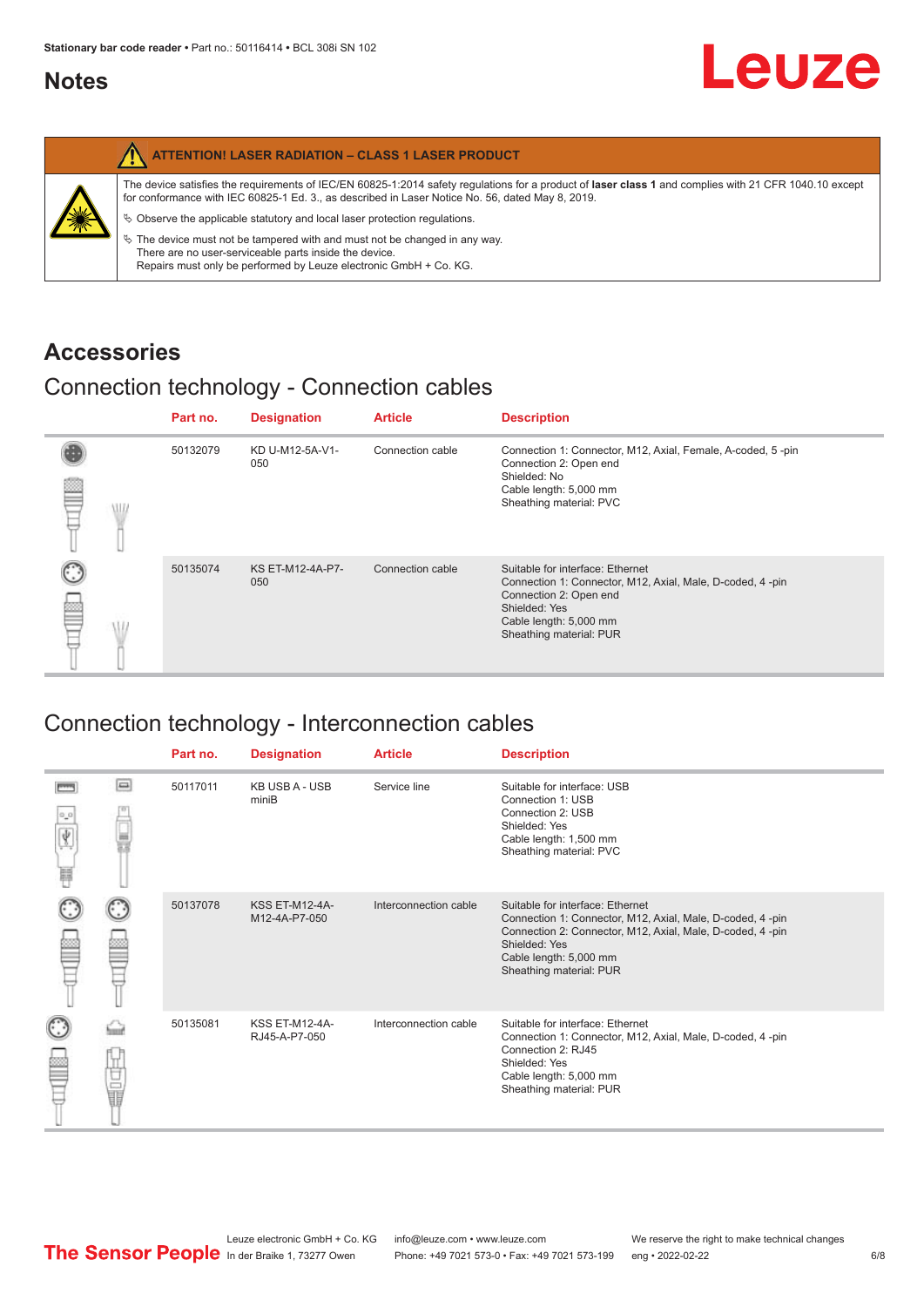## Notes

| ATTENTION! LASER RADIATION – CLASS 1 LASER PRODUCT |
|---|
| The device satisfies the requirements of IEC/EN 60825-1:2014 safety regulations for a product of **laser class 1** and complies with 21 CFR 1040.10 except for conformance with IEC 60825-1 Ed. 3., as described in Laser Notice No. 56, dated May 8, 2019.<br>↳ Observe the applicable statutory and local laser protection regulations.<br>↳ The device must not be tampered with and must not be changed in any way.<br>There are no user-serviceable parts inside the device.<br>Repairs must only be performed by Leuze electronic GmbH + Co. KG. |

## Accessories

### Connection technology - Connection cables

| Part no. | Designation | Article | Description |
|---|---|---|---|
| 50132079 | KD U-M12-5A-V1-050 | Connection cable | Connection 1: Connector, M12, Axial, Female, A-coded, 5 -pin<br>Connection 2: Open end<br>Shielded: No<br>Cable length: 5,000 mm<br>Sheathing material: PVC |
| 50135074 | KS ET-M12-4A-P7-050 | Connection cable | Suitable for interface: Ethernet<br>Connection 1: Connector, M12, Axial, Male, D-coded, 4 -pin<br>Connection 2: Open end<br>Shielded: Yes<br>Cable length: 5,000 mm<br>Sheathing material: PUR |

### Connection technology - Interconnection cables

| Part no. | Designation | Article | Description |
|---|---|---|---|
| 50117011 | KB USB A - USB miniB | Service line | Suitable for interface: USB<br>Connection 1: USB<br>Connection 2: USB<br>Shielded: Yes<br>Cable length: 1,500 mm<br>Sheathing material: PVC |
| 50137078 | KSS ET-M12-4A-M12-4A-P7-050 | Interconnection cable | Suitable for interface: Ethernet<br>Connection 1: Connector, M12, Axial, Male, D-coded, 4 -pin<br>Connection 2: Connector, M12, Axial, Male, D-coded, 4 -pin<br>Shielded: Yes<br>Cable length: 5,000 mm<br>Sheathing material: PUR |
| 50135081 | KSS ET-M12-4A-RJ45-A-P7-050 | Interconnection cable | Suitable for interface: Ethernet<br>Connection 1: Connector, M12, Axial, Male, D-coded, 4 -pin<br>Connection 2: RJ45<br>Shielded: Yes<br>Cable length: 5,000 mm<br>Sheathing material: PUR |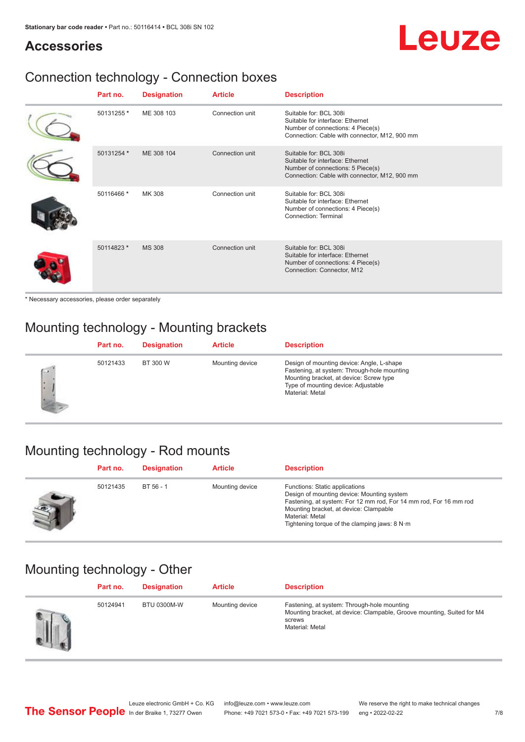## Accessories

### Connection technology - Connection boxes

| Part no. | Designation | Article | Description |
|---|---|---|---|
| 50131255 * | ME 308 103 | Connection unit | Suitable for: BCL 308i<br>Suitable for interface: Ethernet<br>Number of connections: 4 Piece(s)<br>Connection: Cable with connector, M12, 900 mm |
| 50131254 * | ME 308 104 | Connection unit | Suitable for: BCL 308i<br>Suitable for interface: Ethernet<br>Number of connections: 5 Piece(s)<br>Connection: Cable with connector, M12, 900 mm |
| 50116466 * | MK 308 | Connection unit | Suitable for: BCL 308i<br>Suitable for interface: Ethernet<br>Number of connections: 4 Piece(s)<br>Connection: Terminal |
| 50114823 * | MS 308 | Connection unit | Suitable for: BCL 308i<br>Suitable for interface: Ethernet<br>Number of connections: 4 Piece(s)<br>Connection: Connector, M12 |

* Necessary accessories, please order separately

### Mounting technology - Mounting brackets

| Part no. | Designation | Article | Description |
|---|---|---|---|
| 50121433 | BT 300 W | Mounting device | Design of mounting device: Angle, L-shape<br>Fastening, at system: Through-hole mounting<br>Mounting bracket, at device: Screw type<br>Type of mounting device: Adjustable<br>Material: Metal |

### Mounting technology - Rod mounts

| Part no. | Designation | Article | Description |
|---|---|---|---|
| 50121435 | BT 56 - 1 | Mounting device | Functions: Static applications<br>Design of mounting device: Mounting system<br>Fastening, at system: For 12 mm rod, For 14 mm rod, For 16 mm rod<br>Mounting bracket, at device: Clampable<br>Material: Metal<br>Tightening torque of the clamping jaws: 8 N·m |

### Mounting technology - Other

| Part no. | Designation | Article | Description |
|---|---|---|---|
| 50124941 | BTU 0300M-W | Mounting device | Fastening, at system: Through-hole mounting<br>Mounting bracket, at device: Clampable, Groove mounting, Suited for M4 screws<br>Material: Metal |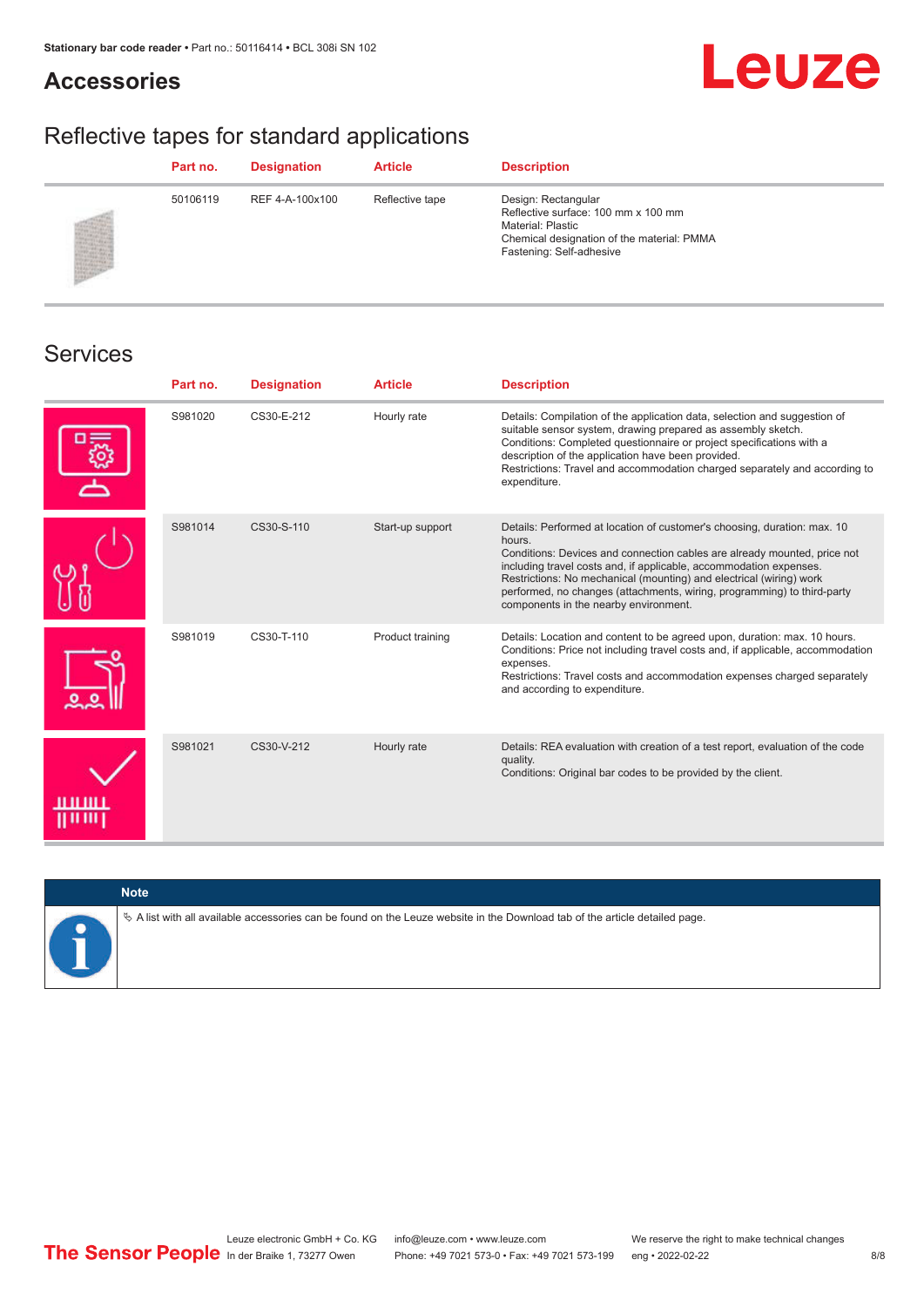## Accessories

# Reflective tapes for standard applications

| | Part no. | Designation | Article | Description |
|---|---|---|---|---|
| | 50106119 | REF 4-A-100x100 | Reflective tape | Design: Rectangular<br>Reflective surface: 100 mm x 100 mm<br>Material: Plastic<br>Chemical designation of the material: PMMA<br>Fastening: Self-adhesive |

# Services

| | Part no. | Designation | Article | Description |
|---|---|---|---|---|
| | S981020 | CS30-E-212 | Hourly rate | Details: Compilation of the application data, selection and suggestion of suitable sensor system, drawing prepared as assembly sketch.<br>Conditions: Completed questionnaire or project specifications with a description of the application have been provided.<br>Restrictions: Travel and accommodation charged separately and according to expenditure. |
| | S981014 | CS30-S-110 | Start-up support | Details: Performed at location of customer's choosing, duration: max. 10 hours.<br>Conditions: Devices and connection cables are already mounted, price not including travel costs and, if applicable, accommodation expenses.<br>Restrictions: No mechanical (mounting) and electrical (wiring) work performed, no changes (attachments, wiring, programming) to third-party components in the nearby environment. |
| | S981019 | CS30-T-110 | Product training | Details: Location and content to be agreed upon, duration: max. 10 hours.<br>Conditions: Price not including travel costs and, if applicable, accommodation expenses.<br>Restrictions: Travel costs and accommodation expenses charged separately and according to expenditure. |
| | S981021 | CS30-V-212 | Hourly rate | Details: REA evaluation with creation of a test report, evaluation of the code quality.<br>Conditions: Original bar codes to be provided by the client. |

**Note**

↳ A list with all available accessories can be found on the Leuze website in the Download tab of the article detailed page.